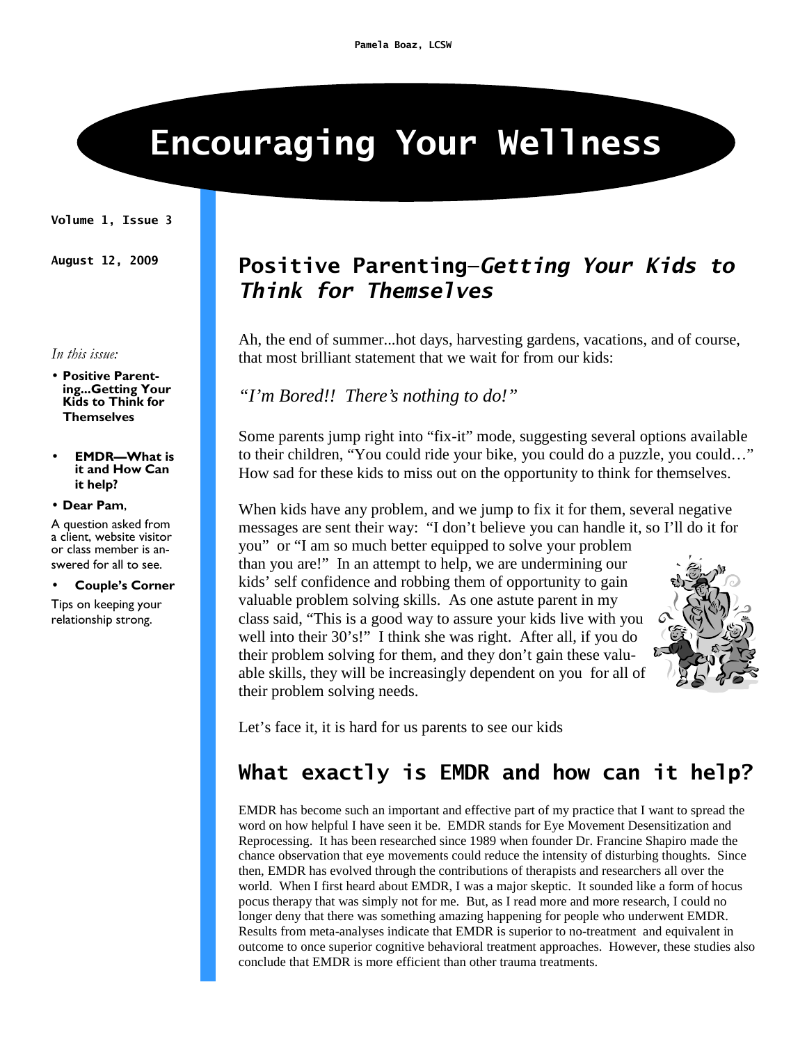Pamela Boaz, LCSW

# Encouraging Your Wellness

**Volume 1, Issue 3**

**August 12, 2009**

*In this issue:*

- **Positive Parenting...Getting Your Kids to Think for Themselves**
- **EMDR—What is it and How Can it help?**
- **Dear Pam**, A question asked from a client, website visitor or class member is answered for all to see.
- **Couple's Corner** Tips on keeping your relationship strong.

## Positive Parenting—*Getting Your Kids to Think for Themselves*

Ah, the end of summer...hot days, harvesting gardens, vacations, and of course, that most brilliant statement that we wait for from our kids:

*"I'm Bored!! There's nothing to do!"*

Some parents jump right into "fix-it" mode, suggesting several options available to their children, "You could ride your bike, you could do a puzzle, you could…" How sad for these kids to miss out on the opportunity to think for themselves.

When kids have any problem, and we jump to fix it for them, several negative messages are sent their way: "I don't believe you can handle it, so I'll do it for you" or "I am so much better equipped to solve your problem than you are!" In an attempt to help, we are undermining our kids' self confidence and robbing them of opportunity to gain valuable problem solving skills. As one astute parent in my class said, "This is a good way to assure your kids live with you well into their 30's!" I think she was right. After all, if you do their problem solving for them, and they don't gain these valuable skills, they will be increasingly dependent on you for all of their problem solving needs.

Let's face it, it is hard for us parents to see our kids

## What exactly is EMDR and how can it help?

EMDR has become such an important and effective part of my practice that I want to spread the word on how helpful I have seen it be. EMDR stands for Eye Movement Desensitization and Reprocessing. It has been researched since 1989 when founder Dr. Francine Shapiro made the chance observation that eye movements could reduce the intensity of disturbing thoughts. Since then, EMDR has evolved through the contributions of therapists and researchers all over the world. When I first heard about EMDR, I was a major skeptic. It sounded like a form of hocus pocus therapy that was simply not for me. But, as I read more and more research, I could no longer deny that there was something amazing happening for people who underwent EMDR. Results from meta-analyses indicate that EMDR is superior to no-treatment and equivalent in outcome to once superior cognitive behavioral treatment approaches. However, these studies also conclude that EMDR is more efficient than other trauma treatments.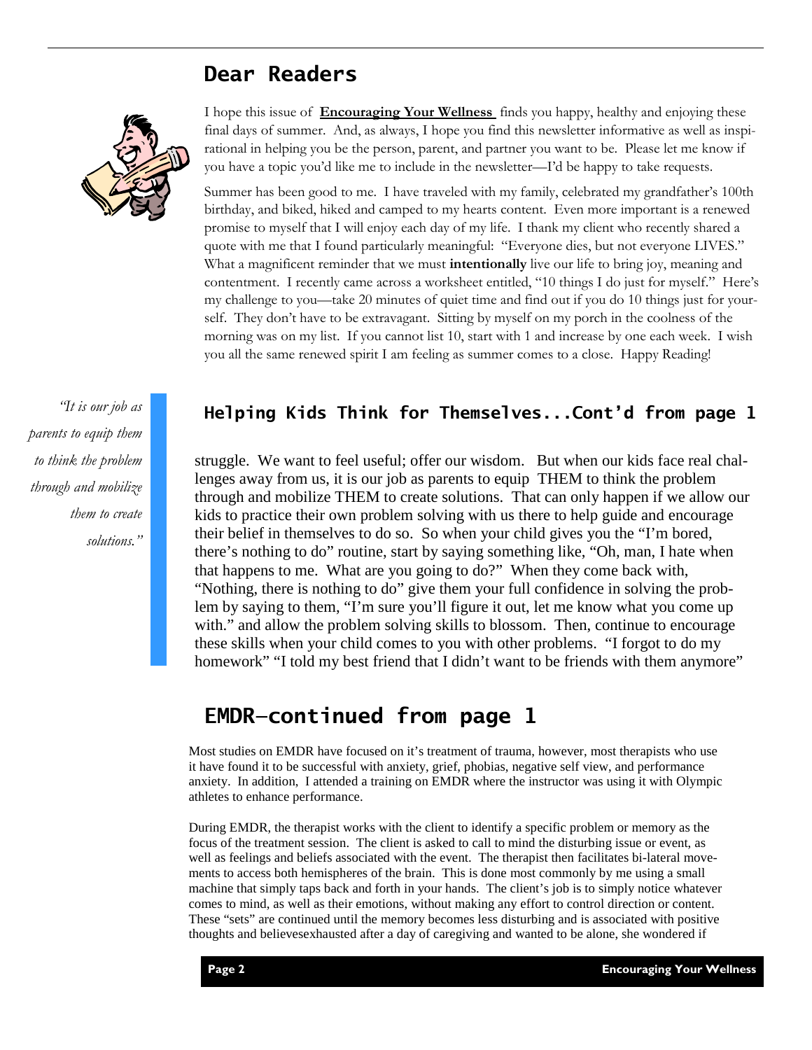## Dear Readers

I hope this issue of **Encouraging Your Wellness** finds you happy, healthy and enjoying these final days of summer. And, as always, I hope you find this newsletter informative as well as inspirational in helping you be the person, parent, and partner you want to be. Please let me know if you have a topic you'd like me to include in the newsletter—I'd be happy to take requests.

Summer has been good to me. I have traveled with my family, celebrated my grandfather's 100th birthday, and biked, hiked and camped to my hearts content. Even more important is a renewed promise to myself that I will enjoy each day of my life. I thank my client who recently shared a quote with me that I found particularly meaningful: "Everyone dies, but not everyone LIVES." What a magnificent reminder that we must **intentionally** live our life to bring joy, meaning and contentment. I recently came across a worksheet entitled, "10 things I do just for myself." Here's my challenge to you—take 20 minutes of quiet time and find out if you do 10 things just for yourself. They don't have to be extravagant. Sitting by myself on my porch in the coolness of the morning was on my list. If you cannot list 10, start with 1 and increase by one each week. I wish you all the same renewed spirit I am feeling as summer comes to a close. Happy Reading!

## Helping Kids Think for Themselves...Cont'd from page 1

*"It is our job as parents to equip them to think the problem through and mobilize them to create solutions."*

struggle. We want to feel useful; offer our wisdom. But when our kids face real challenges away from us, it is our job as parents to equip THEM to think the problem through and mobilize THEM to create solutions. That can only happen if we allow our kids to practice their own problem solving with us there to help guide and encourage their belief in themselves to do so. So when your child gives you the "I'm bored, there's nothing to do" routine, start by saying something like, "Oh, man, I hate when that happens to me. What are you going to do?" When they come back with, "Nothing, there is nothing to do" give them your full confidence in solving the problem by saying to them, "I'm sure you'll figure it out, let me know what you come up with." and allow the problem solving skills to blossom. Then, continue to encourage these skills when your child comes to you with other problems. "I forgot to do my homework" "I told my best friend that I didn't want to be friends with them anymore"

## EMDR—continued from page 1

Most studies on EMDR have focused on it's treatment of trauma, however, most therapists who use it have found it to be successful with anxiety, grief, phobias, negative self view, and performance anxiety. In addition, I attended a training on EMDR where the instructor was using it with Olympic athletes to enhance performance.

During EMDR, the therapist works with the client to identify a specific problem or memory as the focus of the treatment session. The client is asked to call to mind the disturbing issue or event, as well as feelings and beliefs associated with the event. The therapist then facilitates bi-lateral movements to access both hemispheres of the brain. This is done most commonly by me using a small machine that simply taps back and forth in your hands. The client's job is to simply notice whatever comes to mind, as well as their emotions, without making any effort to control direction or content. These "sets" are continued until the memory becomes less disturbing and is associated with positive thoughts and believesexhausted after a day of caregiving and wanted to be alone, she wondered if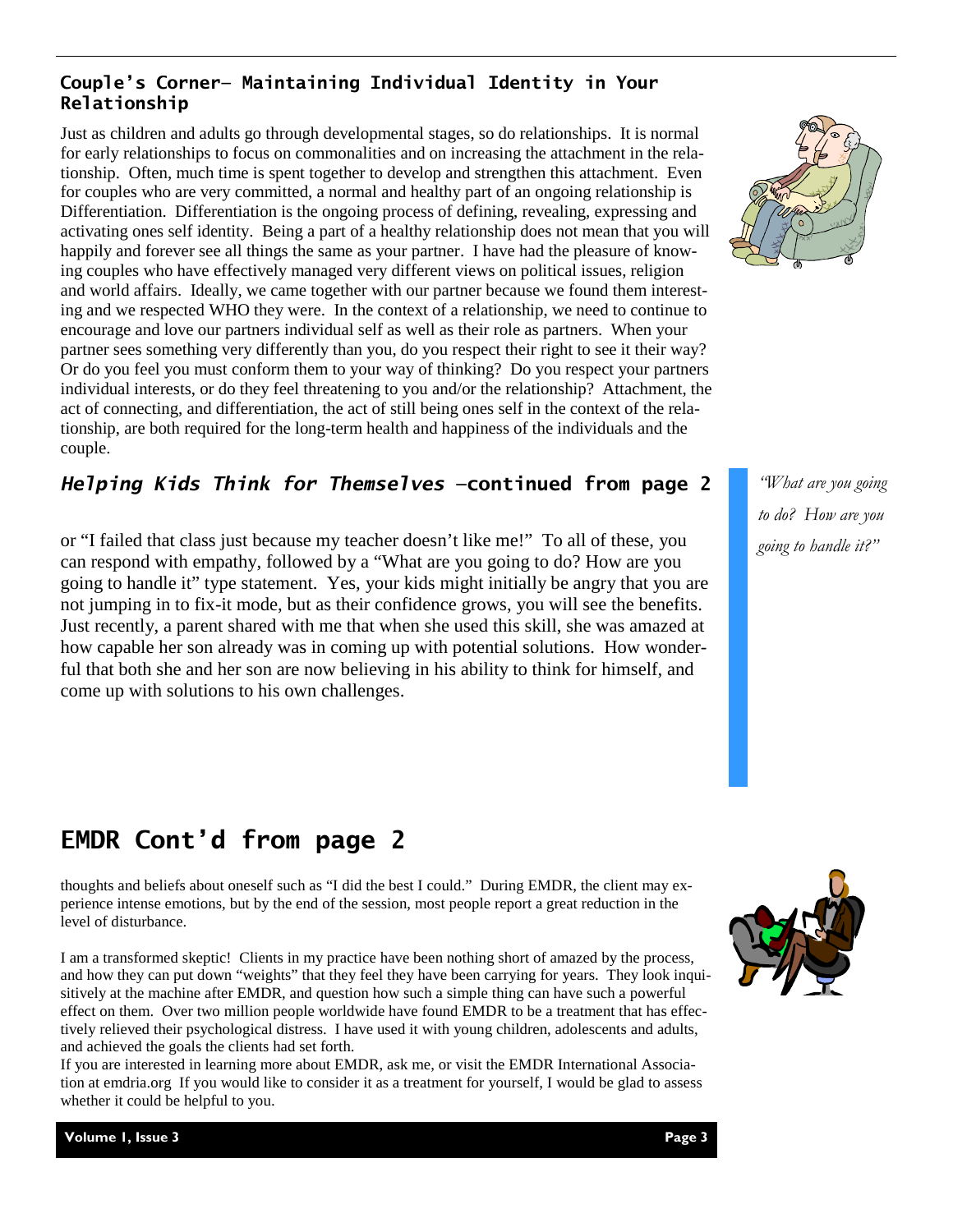## Couple's Corner— Maintaining Individual Identity in Your Relationship

Just as children and adults go through developmental stages, so do relationships. It is normal for early relationships to focus on commonalities and on increasing the attachment in the relationship. Often, much time is spent together to develop and strengthen this attachment. Even for couples who are very committed, a normal and healthy part of an ongoing relationship is Differentiation. Differentiation is the ongoing process of defining, revealing, expressing and activating ones self identity. Being a part of a healthy relationship does not mean that you will happily and forever see all things the same as your partner. I have had the pleasure of knowing couples who have effectively managed very different views on political issues, religion and world affairs. Ideally, we came together with our partner because we found them interesting and we respected WHO they were. In the context of a relationship, we need to continue to encourage and love our partners individual self as well as their role as partners. When your partner sees something very differently than you, do you respect their right to see it their way? Or do you feel you must conform them to your way of thinking? Do you respect your partners individual interests, or do they feel threatening to you and/or the relationship? Attachment, the act of connecting, and differentiation, the act of still being ones self in the context of the relationship, are both required for the long-term health and happiness of the individuals and the couple.

## *Helping Kids Think for Themselves* —continued from page 2

or "I failed that class just because my teacher doesn't like me!" To all of these, you can respond with empathy, followed by a "What are you going to do? How are you going to handle it" type statement. Yes, your kids might initially be angry that you are not jumping in to fix-it mode, but as their confidence grows, you will see the benefits. Just recently, a parent shared with me that when she used this skill, she was amazed at how capable her son already was in coming up with potential solutions. How wonderful that both she and her son are now believing in his ability to think for himself, and come up with solutions to his own challenges.

*"What are you going to do? How are you going to handle it?"*

# EMDR Cont'd from page 2

thoughts and beliefs about oneself such as "I did the best I could." During EMDR, the client may experience intense emotions, but by the end of the session, most people report a great reduction in the level of disturbance.

I am a transformed skeptic! Clients in my practice have been nothing short of amazed by the process, and how they can put down "weights" that they feel they have been carrying for years. They look inquisitively at the machine after EMDR, and question how such a simple thing can have such a powerful effect on them. Over two million people worldwide have found EMDR to be a treatment that has effectively relieved their psychological distress. I have used it with young children, adolescents and adults, and achieved the goals the clients had set forth.

If you are interested in learning more about EMDR, ask me, or visit the EMDR International Association at emdria.org If you would like to consider it as a treatment for yourself, I would be glad to assess whether it could be helpful to you.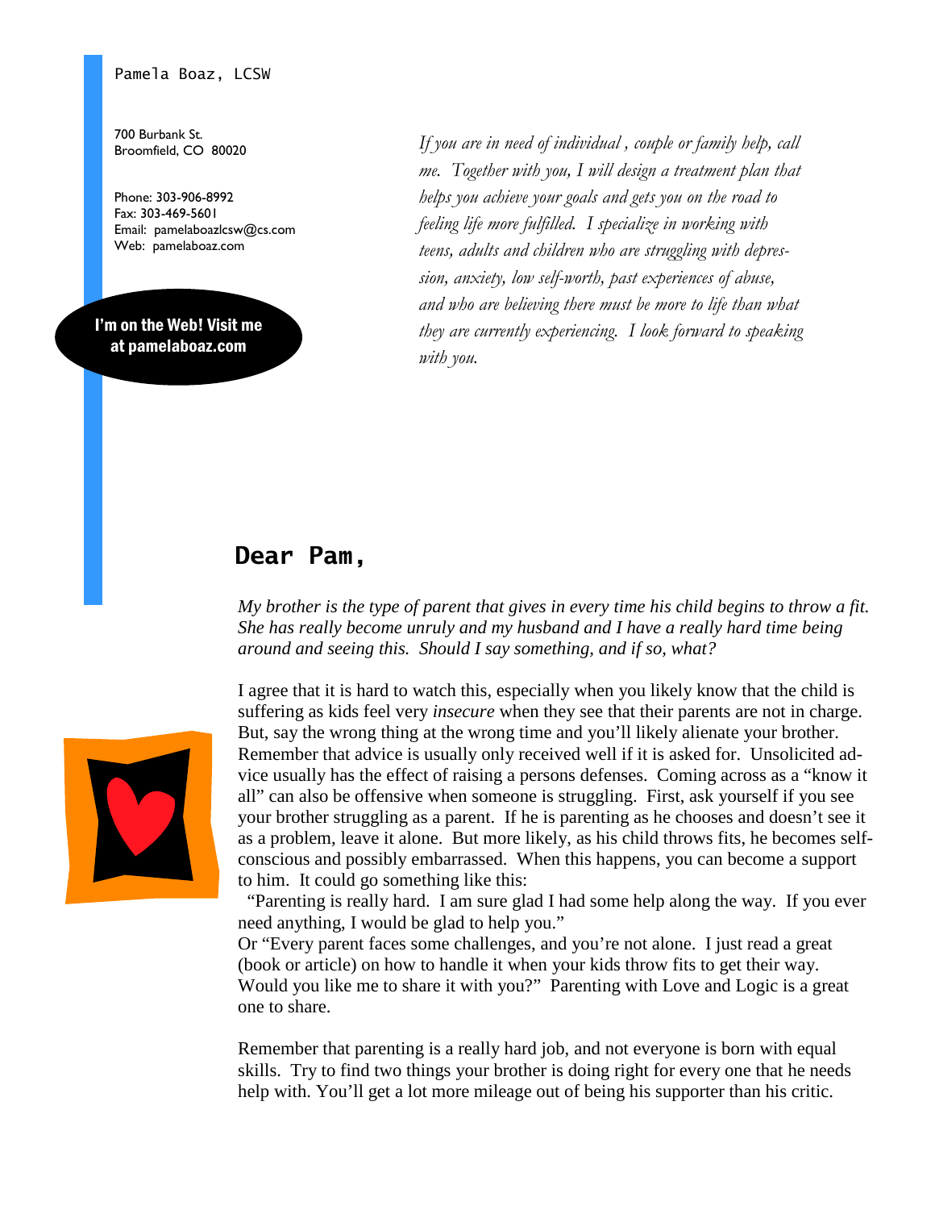Pamela Boaz, LCSW

700 Burbank St.
Broomfield, CO 80020

Phone: 303-906-8992
Fax: 303-469-5601
Email: pamelaboazlcsw@cs.com
Web: pamelaboaz.com

**I'm on the Web! Visit me at pamelaboaz.com**

*If you are in need of individual , couple or family help, call me. Together with you, I will design a treatment plan that helps you achieve your goals and gets you on the road to feeling life more fulfilled. I specialize in working with teens, adults and children who are struggling with depression, anxiety, low self-worth, past experiences of abuse, and who are believing there must be more to life than what they are currently experiencing. I look forward to speaking with you.*

## Dear Pam,

*My brother is the type of parent that gives in every time his child begins to throw a fit. She has really become unruly and my husband and I have a really hard time being around and seeing this. Should I say something, and if so, what?*

I agree that it is hard to watch this, especially when you likely know that the child is suffering as kids feel very *insecure* when they see that their parents are not in charge. But, say the wrong thing at the wrong time and you'll likely alienate your brother. Remember that advice is usually only received well if it is asked for. Unsolicited advice usually has the effect of raising a persons defenses. Coming across as a "know it all" can also be offensive when someone is struggling. First, ask yourself if you see your brother struggling as a parent. If he is parenting as he chooses and doesn't see it as a problem, leave it alone. But more likely, as his child throws fits, he becomes self-conscious and possibly embarrassed. When this happens, you can become a support to him. It could go something like this:

"Parenting is really hard. I am sure glad I had some help along the way. If you ever need anything, I would be glad to help you."

Or "Every parent faces some challenges, and you're not alone. I just read a great (book or article) on how to handle it when your kids throw fits to get their way. Would you like me to share it with you?" Parenting with Love and Logic is a great one to share.

Remember that parenting is a really hard job, and not everyone is born with equal skills. Try to find two things your brother is doing right for every one that he needs help with. You'll get a lot more mileage out of being his supporter than his critic.